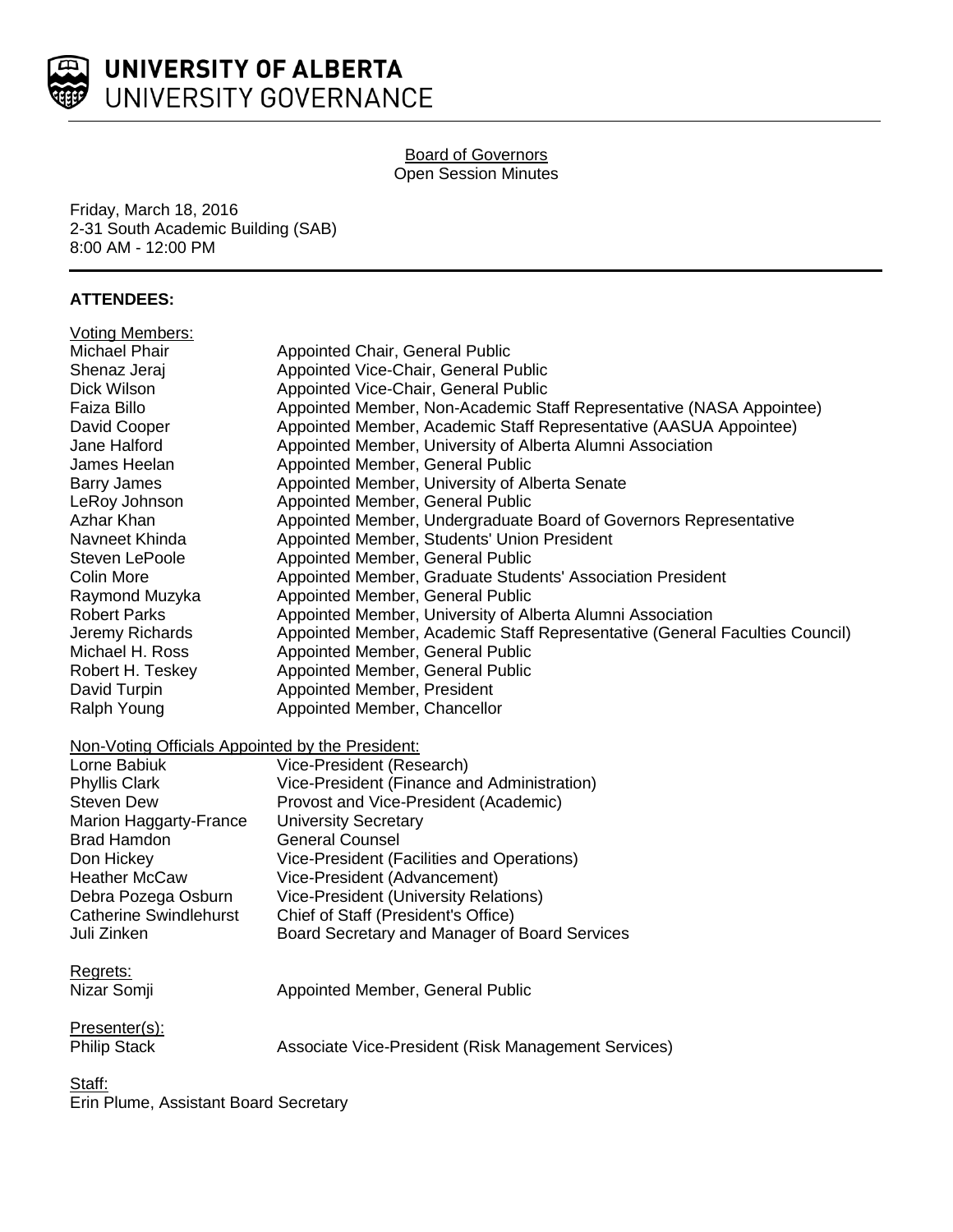**UNIVERSITY OF ALBERTA**
UNIVERSITY GOVERNANCE

Board of Governors
Open Session Minutes

Friday, March 18, 2016
2-31 South Academic Building (SAB)
8:00 AM - 12:00 PM

**ATTENDEES:**

Voting Members:

| | |
|---|---|
| Michael Phair | Appointed Chair, General Public |
| Shenaz Jeraj | Appointed Vice-Chair, General Public |
| Dick Wilson | Appointed Vice-Chair, General Public |
| Faiza Billo | Appointed Member, Non-Academic Staff Representative (NASA Appointee) |
| David Cooper | Appointed Member, Academic Staff Representative (AASUA Appointee) |
| Jane Halford | Appointed Member, University of Alberta Alumni Association |
| James Heelan | Appointed Member, General Public |
| Barry James | Appointed Member, University of Alberta Senate |
| LeRoy Johnson | Appointed Member, General Public |
| Azhar Khan | Appointed Member, Undergraduate Board of Governors Representative |
| Navneet Khinda | Appointed Member, Students' Union President |
| Steven LePoole | Appointed Member, General Public |
| Colin More | Appointed Member, Graduate Students' Association President |
| Raymond Muzyka | Appointed Member, General Public |
| Robert Parks | Appointed Member, University of Alberta Alumni Association |
| Jeremy Richards | Appointed Member, Academic Staff Representative (General Faculties Council) |
| Michael H. Ross | Appointed Member, General Public |
| Robert H. Teskey | Appointed Member, General Public |
| David Turpin | Appointed Member, President |
| Ralph Young | Appointed Member, Chancellor |

Non-Voting Officials Appointed by the President:

| | |
|---|---|
| Lorne Babiuk | Vice-President (Research) |
| Phyllis Clark | Vice-President (Finance and Administration) |
| Steven Dew | Provost and Vice-President (Academic) |
| Marion Haggarty-France | University Secretary |
| Brad Hamdon | General Counsel |
| Don Hickey | Vice-President (Facilities and Operations) |
| Heather McCaw | Vice-President (Advancement) |
| Debra Pozega Osburn | Vice-President (University Relations) |
| Catherine Swindlehurst | Chief of Staff (President's Office) |
| Juli Zinken | Board Secretary and Manager of Board Services |

Regrets:

| | |
|---|---|
| Nizar Somji | Appointed Member, General Public |

Presenter(s):

| | |
|---|---|
| Philip Stack | Associate Vice-President (Risk Management Services) |

Staff:
Erin Plume, Assistant Board Secretary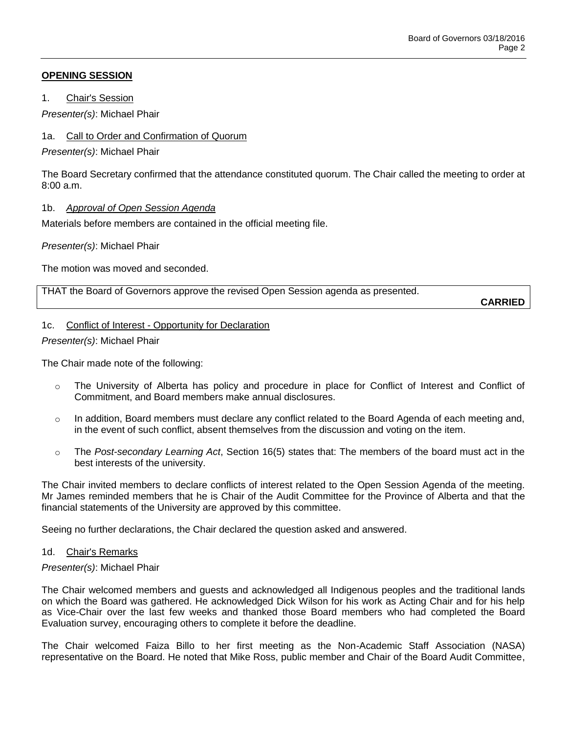## OPENING SESSION

1. Chair's Session

*Presenter(s)*: Michael Phair

1a. Call to Order and Confirmation of Quorum

*Presenter(s)*: Michael Phair

The Board Secretary confirmed that the attendance constituted quorum. The Chair called the meeting to order at 8:00 a.m.

1b. *Approval of Open Session Agenda*

Materials before members are contained in the official meeting file.

*Presenter(s)*: Michael Phair

The motion was moved and seconded.

THAT the Board of Governors approve the revised Open Session agenda as presented.

**CARRIED**

1c. Conflict of Interest - Opportunity for Declaration

*Presenter(s)*: Michael Phair

The Chair made note of the following:

- The University of Alberta has policy and procedure in place for Conflict of Interest and Conflict of Commitment, and Board members make annual disclosures.
- In addition, Board members must declare any conflict related to the Board Agenda of each meeting and, in the event of such conflict, absent themselves from the discussion and voting on the item.
- The *Post-secondary Learning Act*, Section 16(5) states that: The members of the board must act in the best interests of the university.

The Chair invited members to declare conflicts of interest related to the Open Session Agenda of the meeting. Mr James reminded members that he is Chair of the Audit Committee for the Province of Alberta and that the financial statements of the University are approved by this committee.

Seeing no further declarations, the Chair declared the question asked and answered.

1d. Chair's Remarks

*Presenter(s)*: Michael Phair

The Chair welcomed members and guests and acknowledged all Indigenous peoples and the traditional lands on which the Board was gathered. He acknowledged Dick Wilson for his work as Acting Chair and for his help as Vice-Chair over the last few weeks and thanked those Board members who had completed the Board Evaluation survey, encouraging others to complete it before the deadline.

The Chair welcomed Faiza Billo to her first meeting as the Non-Academic Staff Association (NASA) representative on the Board. He noted that Mike Ross, public member and Chair of the Board Audit Committee,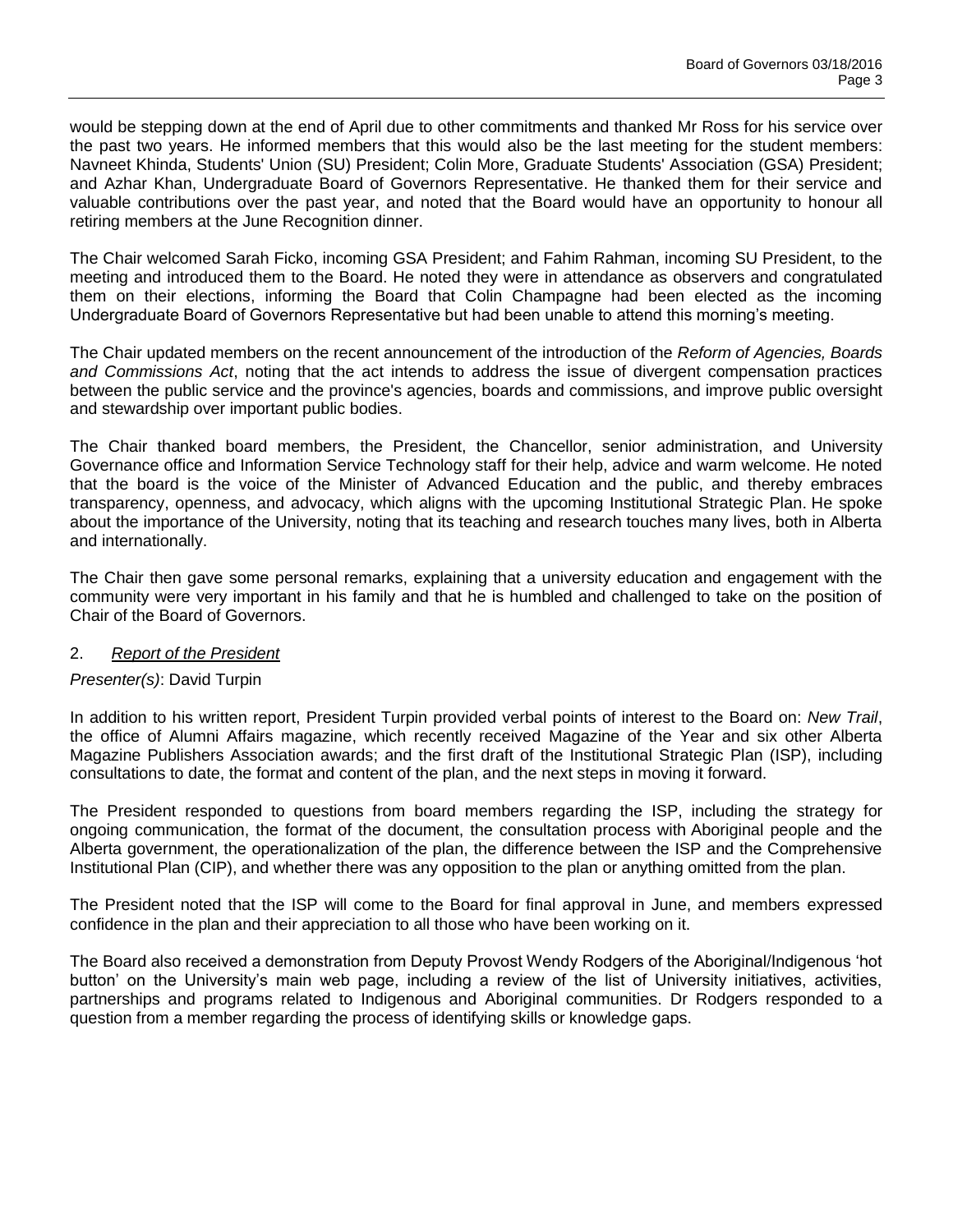would be stepping down at the end of April due to other commitments and thanked Mr Ross for his service over the past two years. He informed members that this would also be the last meeting for the student members: Navneet Khinda, Students' Union (SU) President; Colin More, Graduate Students' Association (GSA) President; and Azhar Khan, Undergraduate Board of Governors Representative. He thanked them for their service and valuable contributions over the past year, and noted that the Board would have an opportunity to honour all retiring members at the June Recognition dinner.

The Chair welcomed Sarah Ficko, incoming GSA President; and Fahim Rahman, incoming SU President, to the meeting and introduced them to the Board. He noted they were in attendance as observers and congratulated them on their elections, informing the Board that Colin Champagne had been elected as the incoming Undergraduate Board of Governors Representative but had been unable to attend this morning's meeting.

The Chair updated members on the recent announcement of the introduction of the *Reform of Agencies, Boards and Commissions Act*, noting that the act intends to address the issue of divergent compensation practices between the public service and the province's agencies, boards and commissions, and improve public oversight and stewardship over important public bodies.

The Chair thanked board members, the President, the Chancellor, senior administration, and University Governance office and Information Service Technology staff for their help, advice and warm welcome. He noted that the board is the voice of the Minister of Advanced Education and the public, and thereby embraces transparency, openness, and advocacy, which aligns with the upcoming Institutional Strategic Plan. He spoke about the importance of the University, noting that its teaching and research touches many lives, both in Alberta and internationally.

The Chair then gave some personal remarks, explaining that a university education and engagement with the community were very important in his family and that he is humbled and challenged to take on the position of Chair of the Board of Governors.

2. *Report of the President*

*Presenter(s)*: David Turpin

In addition to his written report, President Turpin provided verbal points of interest to the Board on: *New Trail*, the office of Alumni Affairs magazine, which recently received Magazine of the Year and six other Alberta Magazine Publishers Association awards; and the first draft of the Institutional Strategic Plan (ISP), including consultations to date, the format and content of the plan, and the next steps in moving it forward.

The President responded to questions from board members regarding the ISP, including the strategy for ongoing communication, the format of the document, the consultation process with Aboriginal people and the Alberta government, the operationalization of the plan, the difference between the ISP and the Comprehensive Institutional Plan (CIP), and whether there was any opposition to the plan or anything omitted from the plan.

The President noted that the ISP will come to the Board for final approval in June, and members expressed confidence in the plan and their appreciation to all those who have been working on it.

The Board also received a demonstration from Deputy Provost Wendy Rodgers of the Aboriginal/Indigenous 'hot button' on the University's main web page, including a review of the list of University initiatives, activities, partnerships and programs related to Indigenous and Aboriginal communities. Dr Rodgers responded to a question from a member regarding the process of identifying skills or knowledge gaps.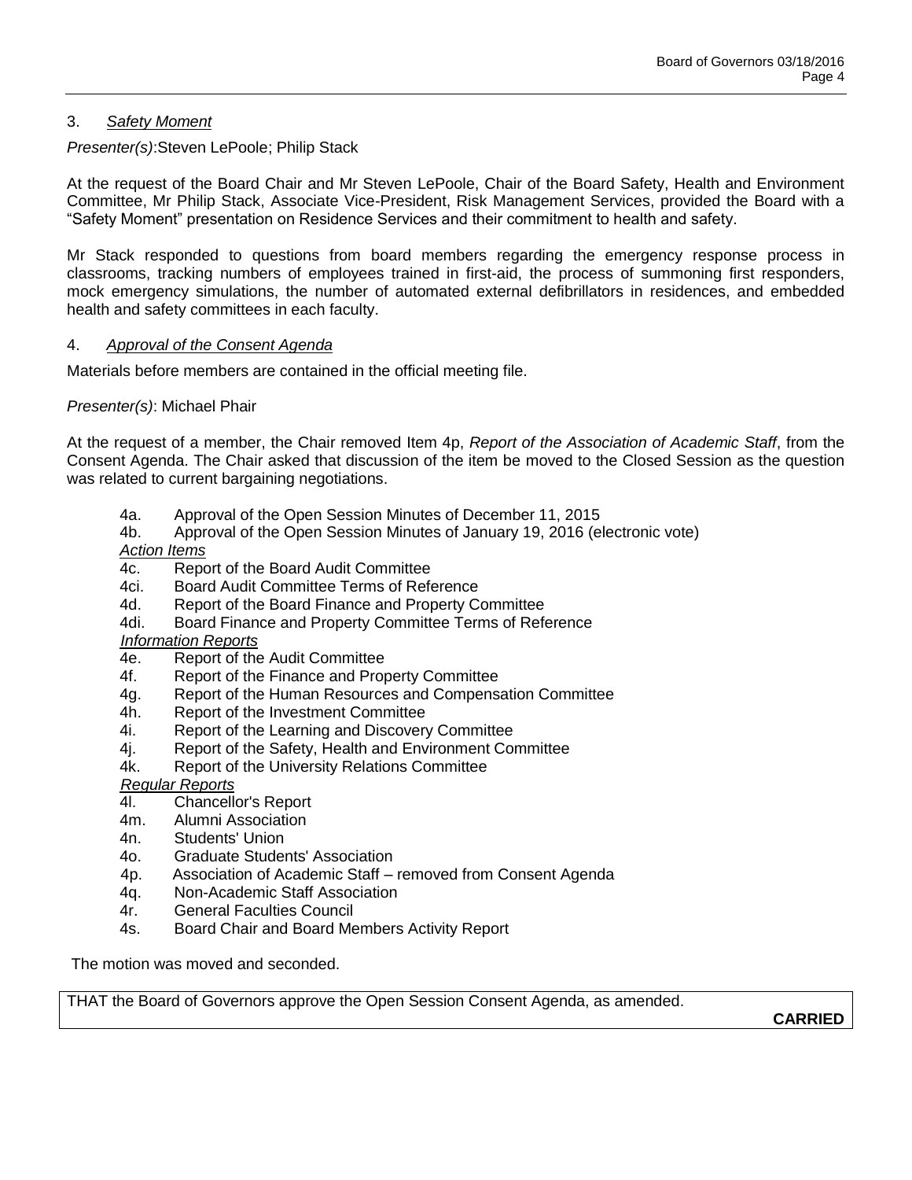### 3. *Safety Moment*

*Presenter(s)*:Steven LePoole; Philip Stack

At the request of the Board Chair and Mr Steven LePoole, Chair of the Board Safety, Health and Environment Committee, Mr Philip Stack, Associate Vice-President, Risk Management Services, provided the Board with a "Safety Moment" presentation on Residence Services and their commitment to health and safety.

Mr Stack responded to questions from board members regarding the emergency response process in classrooms, tracking numbers of employees trained in first-aid, the process of summoning first responders, mock emergency simulations, the number of automated external defibrillators in residences, and embedded health and safety committees in each faculty.

### 4. *Approval of the Consent Agenda*

Materials before members are contained in the official meeting file.

*Presenter(s)*: Michael Phair

At the request of a member, the Chair removed Item 4p, *Report of the Association of Academic Staff*, from the Consent Agenda. The Chair asked that discussion of the item be moved to the Closed Session as the question was related to current bargaining negotiations.

4a. Approval of the Open Session Minutes of December 11, 2015
4b. Approval of the Open Session Minutes of January 19, 2016 (electronic vote)

*Action Items*

4c. Report of the Board Audit Committee
4ci. Board Audit Committee Terms of Reference
4d. Report of the Board Finance and Property Committee
4di. Board Finance and Property Committee Terms of Reference

*Information Reports*

4e. Report of the Audit Committee
4f. Report of the Finance and Property Committee
4g. Report of the Human Resources and Compensation Committee
4h. Report of the Investment Committee
4i. Report of the Learning and Discovery Committee
4j. Report of the Safety, Health and Environment Committee
4k. Report of the University Relations Committee

*Regular Reports*

4l. Chancellor's Report
4m. Alumni Association
4n. Students' Union
4o. Graduate Students' Association
4p. Association of Academic Staff – removed from Consent Agenda
4q. Non-Academic Staff Association
4r. General Faculties Council
4s. Board Chair and Board Members Activity Report

The motion was moved and seconded.

THAT the Board of Governors approve the Open Session Consent Agenda, as amended.

**CARRIED**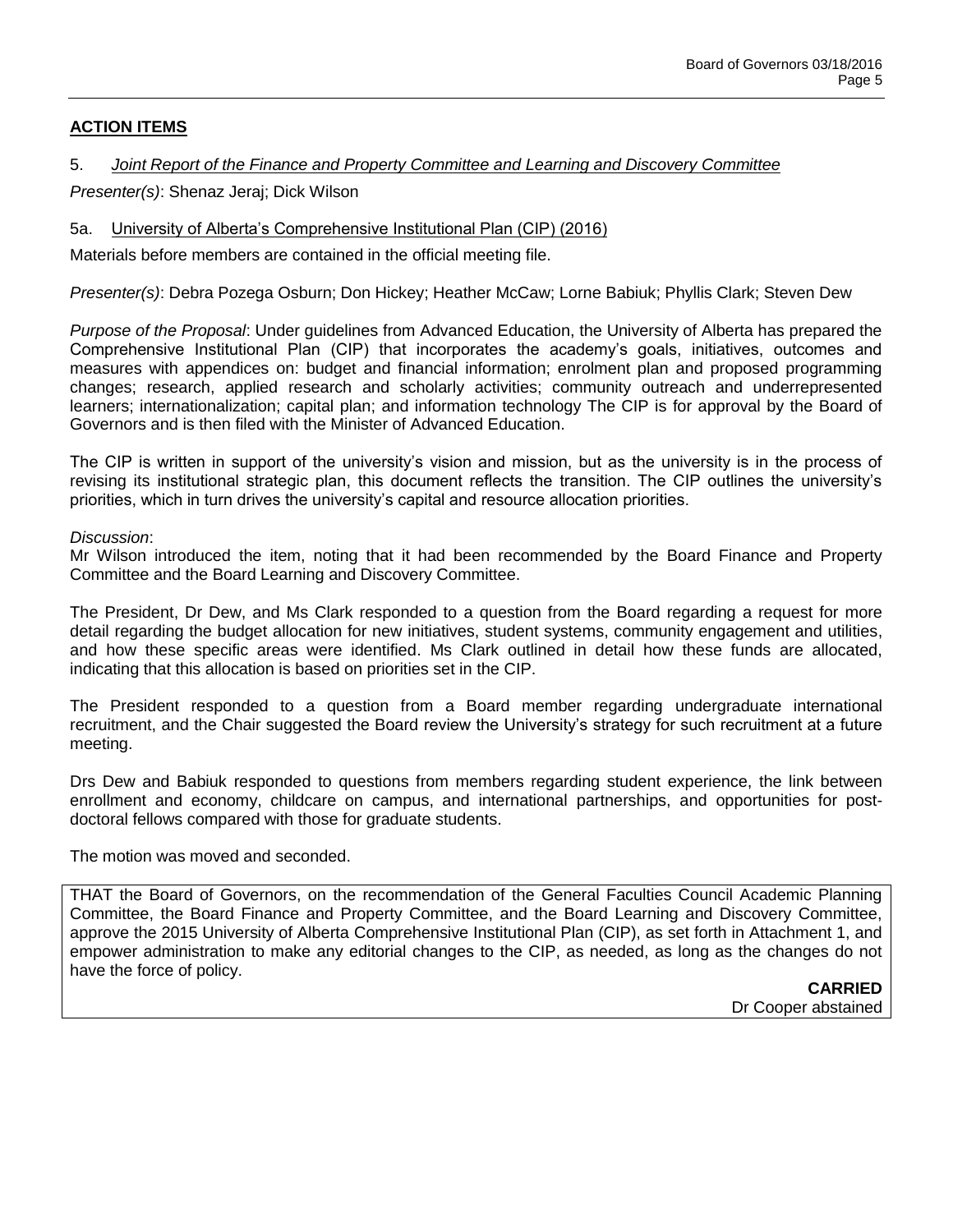## ACTION ITEMS

5. *Joint Report of the Finance and Property Committee and Learning and Discovery Committee*

*Presenter(s)*: Shenaz Jeraj; Dick Wilson

5a. University of Alberta's Comprehensive Institutional Plan (CIP) (2016)

Materials before members are contained in the official meeting file.

*Presenter(s)*: Debra Pozega Osburn; Don Hickey; Heather McCaw; Lorne Babiuk; Phyllis Clark; Steven Dew

*Purpose of the Proposal*: Under guidelines from Advanced Education, the University of Alberta has prepared the Comprehensive Institutional Plan (CIP) that incorporates the academy's goals, initiatives, outcomes and measures with appendices on: budget and financial information; enrolment plan and proposed programming changes; research, applied research and scholarly activities; community outreach and underrepresented learners; internationalization; capital plan; and information technology The CIP is for approval by the Board of Governors and is then filed with the Minister of Advanced Education.

The CIP is written in support of the university's vision and mission, but as the university is in the process of revising its institutional strategic plan, this document reflects the transition. The CIP outlines the university's priorities, which in turn drives the university's capital and resource allocation priorities.

*Discussion*:
Mr Wilson introduced the item, noting that it had been recommended by the Board Finance and Property Committee and the Board Learning and Discovery Committee.

The President, Dr Dew, and Ms Clark responded to a question from the Board regarding a request for more detail regarding the budget allocation for new initiatives, student systems, community engagement and utilities, and how these specific areas were identified. Ms Clark outlined in detail how these funds are allocated, indicating that this allocation is based on priorities set in the CIP.

The President responded to a question from a Board member regarding undergraduate international recruitment, and the Chair suggested the Board review the University's strategy for such recruitment at a future meeting.

Drs Dew and Babiuk responded to questions from members regarding student experience, the link between enrollment and economy, childcare on campus, and international partnerships, and opportunities for post-doctoral fellows compared with those for graduate students.

The motion was moved and seconded.

THAT the Board of Governors, on the recommendation of the General Faculties Council Academic Planning Committee, the Board Finance and Property Committee, and the Board Learning and Discovery Committee, approve the 2015 University of Alberta Comprehensive Institutional Plan (CIP), as set forth in Attachment 1, and empower administration to make any editorial changes to the CIP, as needed, as long as the changes do not have the force of policy.

**CARRIED**
Dr Cooper abstained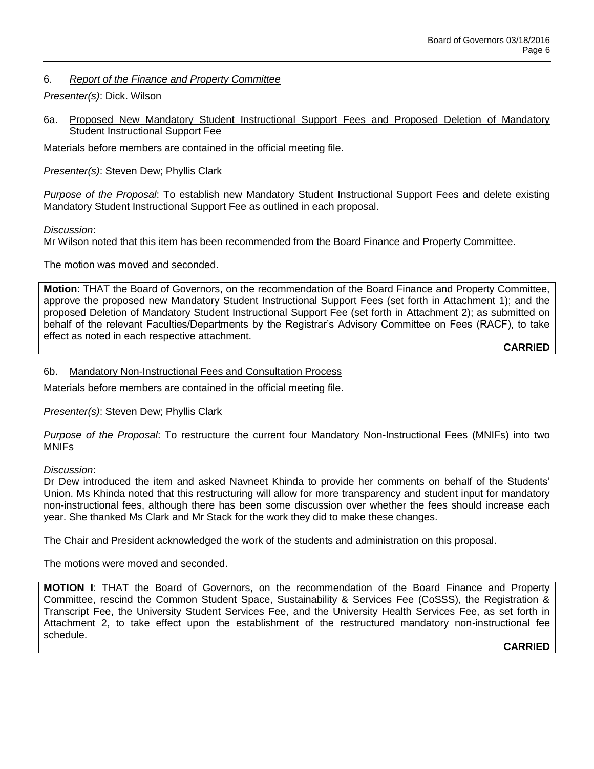## 6. *Report of the Finance and Property Committee*

*Presenter(s)*: Dick. Wilson

### 6a. Proposed New Mandatory Student Instructional Support Fees and Proposed Deletion of Mandatory Student Instructional Support Fee

Materials before members are contained in the official meeting file.

*Presenter(s)*: Steven Dew; Phyllis Clark

*Purpose of the Proposal*: To establish new Mandatory Student Instructional Support Fees and delete existing Mandatory Student Instructional Support Fee as outlined in each proposal.

*Discussion*:
Mr Wilson noted that this item has been recommended from the Board Finance and Property Committee.

The motion was moved and seconded.

**Motion**: THAT the Board of Governors, on the recommendation of the Board Finance and Property Committee, approve the proposed new Mandatory Student Instructional Support Fees (set forth in Attachment 1); and the proposed Deletion of Mandatory Student Instructional Support Fee (set forth in Attachment 2); as submitted on behalf of the relevant Faculties/Departments by the Registrar's Advisory Committee on Fees (RACF), to take effect as noted in each respective attachment.

**CARRIED**

### 6b. Mandatory Non-Instructional Fees and Consultation Process

Materials before members are contained in the official meeting file.

*Presenter(s)*: Steven Dew; Phyllis Clark

*Purpose of the Proposal*: To restructure the current four Mandatory Non-Instructional Fees (MNIFs) into two MNIFs

*Discussion*:
Dr Dew introduced the item and asked Navneet Khinda to provide her comments on behalf of the Students' Union. Ms Khinda noted that this restructuring will allow for more transparency and student input for mandatory non-instructional fees, although there has been some discussion over whether the fees should increase each year. She thanked Ms Clark and Mr Stack for the work they did to make these changes.

The Chair and President acknowledged the work of the students and administration on this proposal.

The motions were moved and seconded.

**MOTION I**: THAT the Board of Governors, on the recommendation of the Board Finance and Property Committee, rescind the Common Student Space, Sustainability & Services Fee (CoSSS), the Registration & Transcript Fee, the University Student Services Fee, and the University Health Services Fee, as set forth in Attachment 2, to take effect upon the establishment of the restructured mandatory non-instructional fee schedule.

**CARRIED**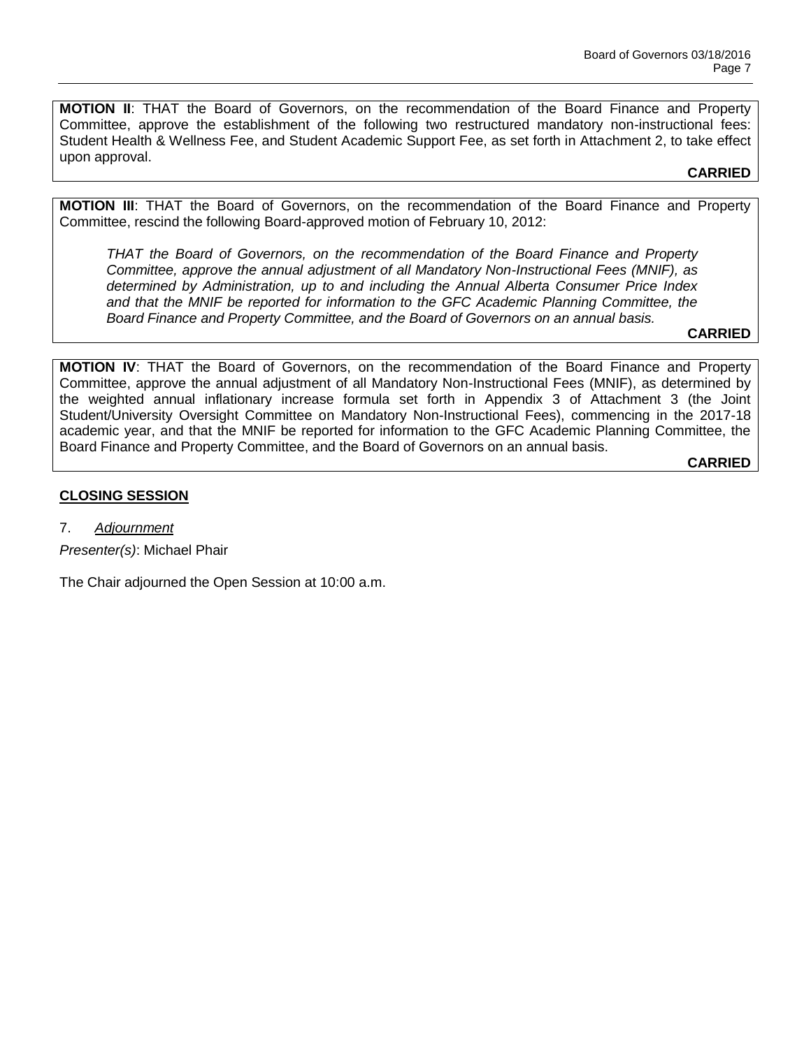**MOTION II**: THAT the Board of Governors, on the recommendation of the Board Finance and Property Committee, approve the establishment of the following two restructured mandatory non-instructional fees: Student Health & Wellness Fee, and Student Academic Support Fee, as set forth in Attachment 2, to take effect upon approval.

**CARRIED**

**MOTION III**: THAT the Board of Governors, on the recommendation of the Board Finance and Property Committee, rescind the following Board-approved motion of February 10, 2012:

*THAT the Board of Governors, on the recommendation of the Board Finance and Property Committee, approve the annual adjustment of all Mandatory Non-Instructional Fees (MNIF), as determined by Administration, up to and including the Annual Alberta Consumer Price Index and that the MNIF be reported for information to the GFC Academic Planning Committee, the Board Finance and Property Committee, and the Board of Governors on an annual basis.*

**CARRIED**

**MOTION IV**: THAT the Board of Governors, on the recommendation of the Board Finance and Property Committee, approve the annual adjustment of all Mandatory Non-Instructional Fees (MNIF), as determined by the weighted annual inflationary increase formula set forth in Appendix 3 of Attachment 3 (the Joint Student/University Oversight Committee on Mandatory Non-Instructional Fees), commencing in the 2017-18 academic year, and that the MNIF be reported for information to the GFC Academic Planning Committee, the Board Finance and Property Committee, and the Board of Governors on an annual basis.

**CARRIED**

## CLOSING SESSION

7. *Adjournment*

*Presenter(s)*: Michael Phair

The Chair adjourned the Open Session at 10:00 a.m.